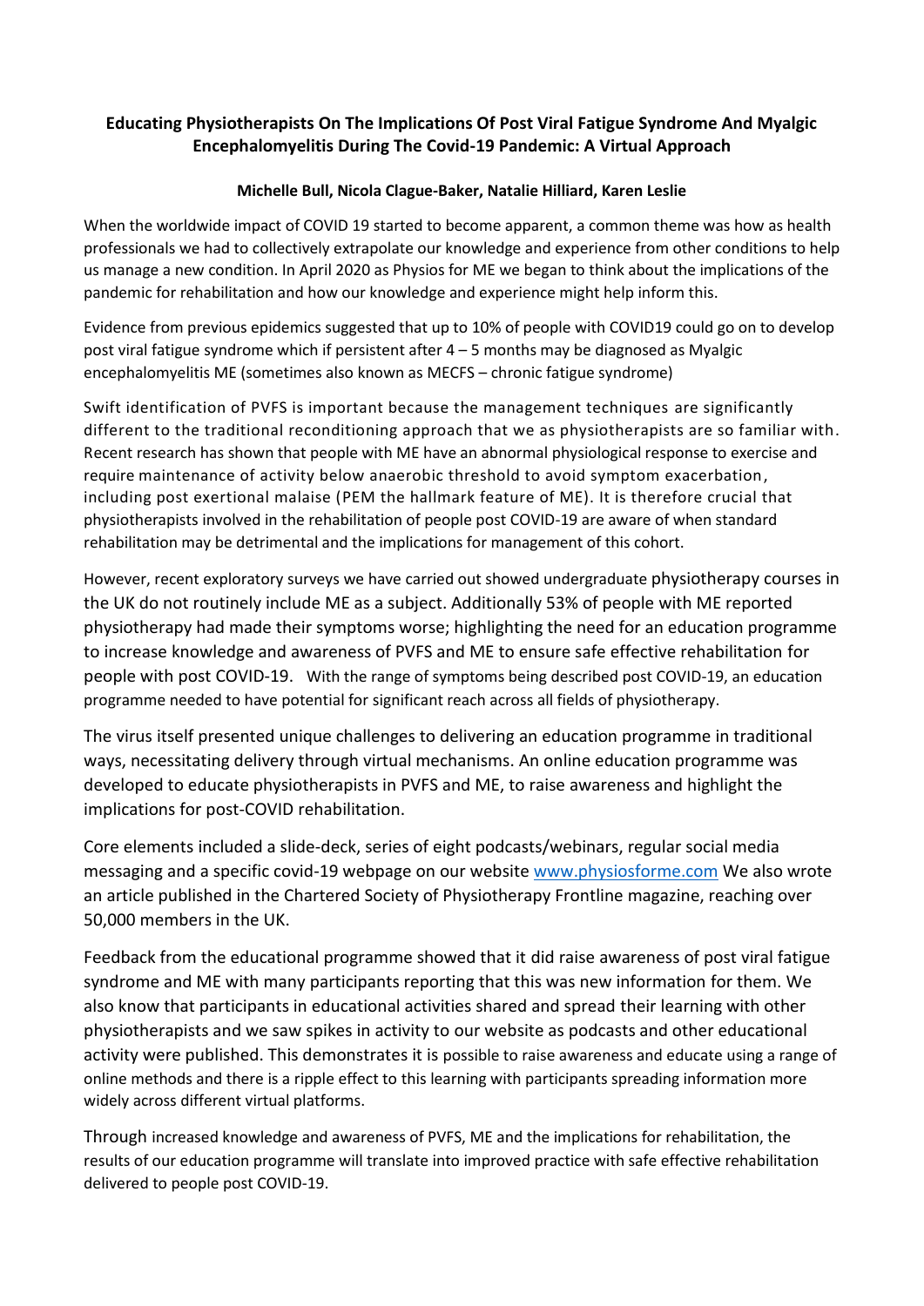# Educating Physiotherapists On The Implications Of Post Viral Fatigue Syndrome And Myalgic Encephalomyelitis During The Covid-19 Pandemic: A Virtual Approach

**Michelle Bull, Nicola Clague-Baker, Natalie Hilliard, Karen Leslie**

When the worldwide impact of COVID 19 started to become apparent, a common theme was how as health professionals we had to collectively extrapolate our knowledge and experience from other conditions to help us manage a new condition. In April 2020 as Physios for ME we began to think about the implications of the pandemic for rehabilitation and how our knowledge and experience might help inform this.

Evidence from previous epidemics suggested that up to 10% of people with COVID19 could go on to develop post viral fatigue syndrome which if persistent after 4 – 5 months may be diagnosed as Myalgic encephalomyelitis ME (sometimes also known as MECFS – chronic fatigue syndrome)

Swift identification of PVFS is important because the management techniques are significantly different to the traditional reconditioning approach that we as physiotherapists are so familiar with. Recent research has shown that people with ME have an abnormal physiological response to exercise and require maintenance of activity below anaerobic threshold to avoid symptom exacerbation, including post exertional malaise (PEM the hallmark feature of ME). It is therefore crucial that physiotherapists involved in the rehabilitation of people post COVID-19 are aware of when standard rehabilitation may be detrimental and the implications for management of this cohort.

However, recent exploratory surveys we have carried out showed undergraduate physiotherapy courses in the UK do not routinely include ME as a subject. Additionally 53% of people with ME reported physiotherapy had made their symptoms worse; highlighting the need for an education programme to increase knowledge and awareness of PVFS and ME to ensure safe effective rehabilitation for people with post COVID-19. With the range of symptoms being described post COVID-19, an education programme needed to have potential for significant reach across all fields of physiotherapy.

The virus itself presented unique challenges to delivering an education programme in traditional ways, necessitating delivery through virtual mechanisms. An online education programme was developed to educate physiotherapists in PVFS and ME, to raise awareness and highlight the implications for post-COVID rehabilitation.

Core elements included a slide-deck, series of eight podcasts/webinars, regular social media messaging and a specific covid-19 webpage on our website [www.physiosforme.com](http://www.physiosforme.com) We also wrote an article published in the Chartered Society of Physiotherapy Frontline magazine, reaching over 50,000 members in the UK.

Feedback from the educational programme showed that it did raise awareness of post viral fatigue syndrome and ME with many participants reporting that this was new information for them. We also know that participants in educational activities shared and spread their learning with other physiotherapists and we saw spikes in activity to our website as podcasts and other educational activity were published. This demonstrates it is possible to raise awareness and educate using a range of online methods and there is a ripple effect to this learning with participants spreading information more widely across different virtual platforms.

Through increased knowledge and awareness of PVFS, ME and the implications for rehabilitation, the results of our education programme will translate into improved practice with safe effective rehabilitation delivered to people post COVID-19.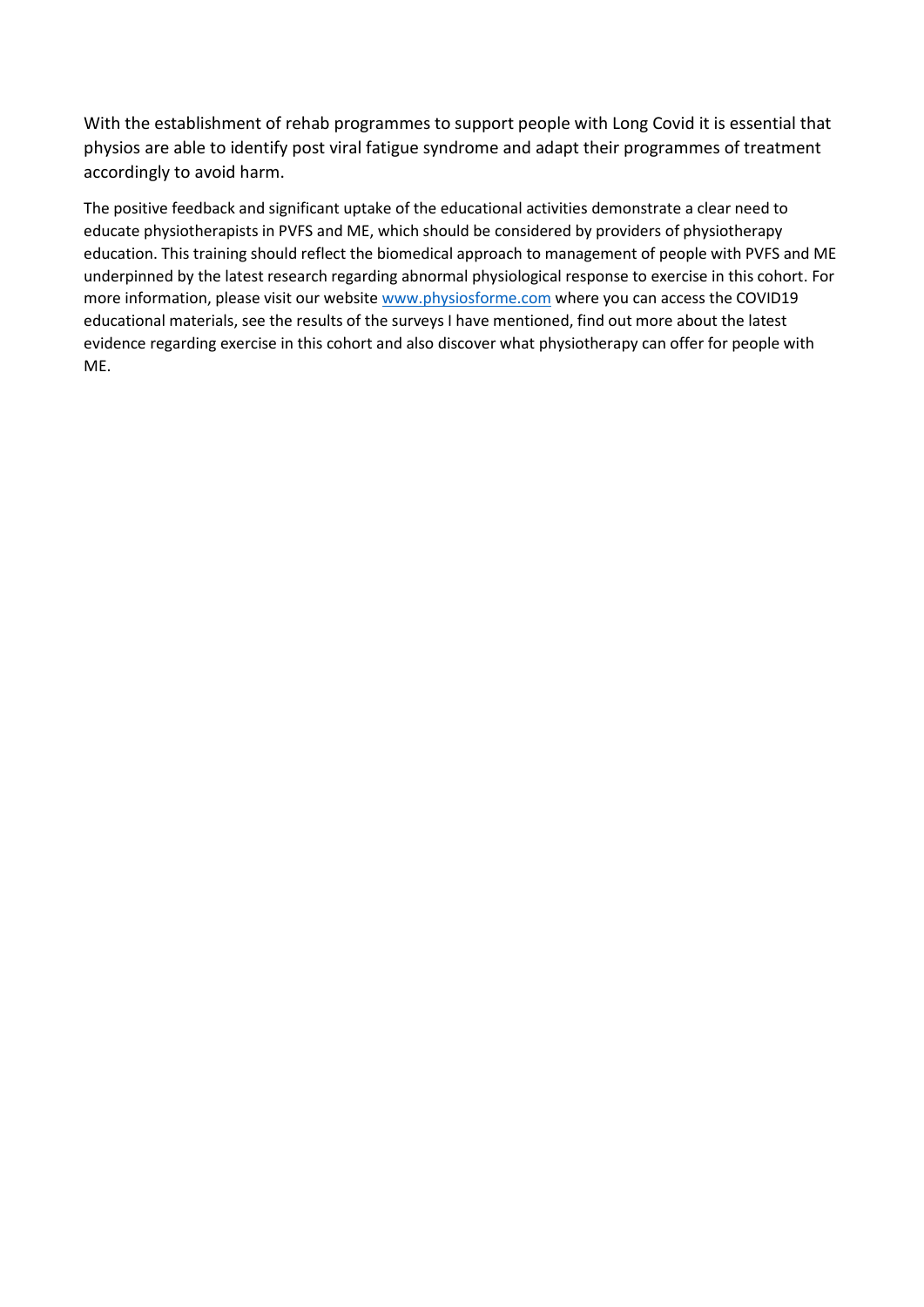With the establishment of rehab programmes to support people with Long Covid it is essential that physios are able to identify post viral fatigue syndrome and adapt their programmes of treatment accordingly to avoid harm.

The positive feedback and significant uptake of the educational activities demonstrate a clear need to educate physiotherapists in PVFS and ME, which should be considered by providers of physiotherapy education. This training should reflect the biomedical approach to management of people with PVFS and ME underpinned by the latest research regarding abnormal physiological response to exercise in this cohort. For more information, please visit our website [www.physiosforme.com](http://www.physiosforme.com) where you can access the COVID19 educational materials, see the results of the surveys I have mentioned, find out more about the latest evidence regarding exercise in this cohort and also discover what physiotherapy can offer for people with ME.